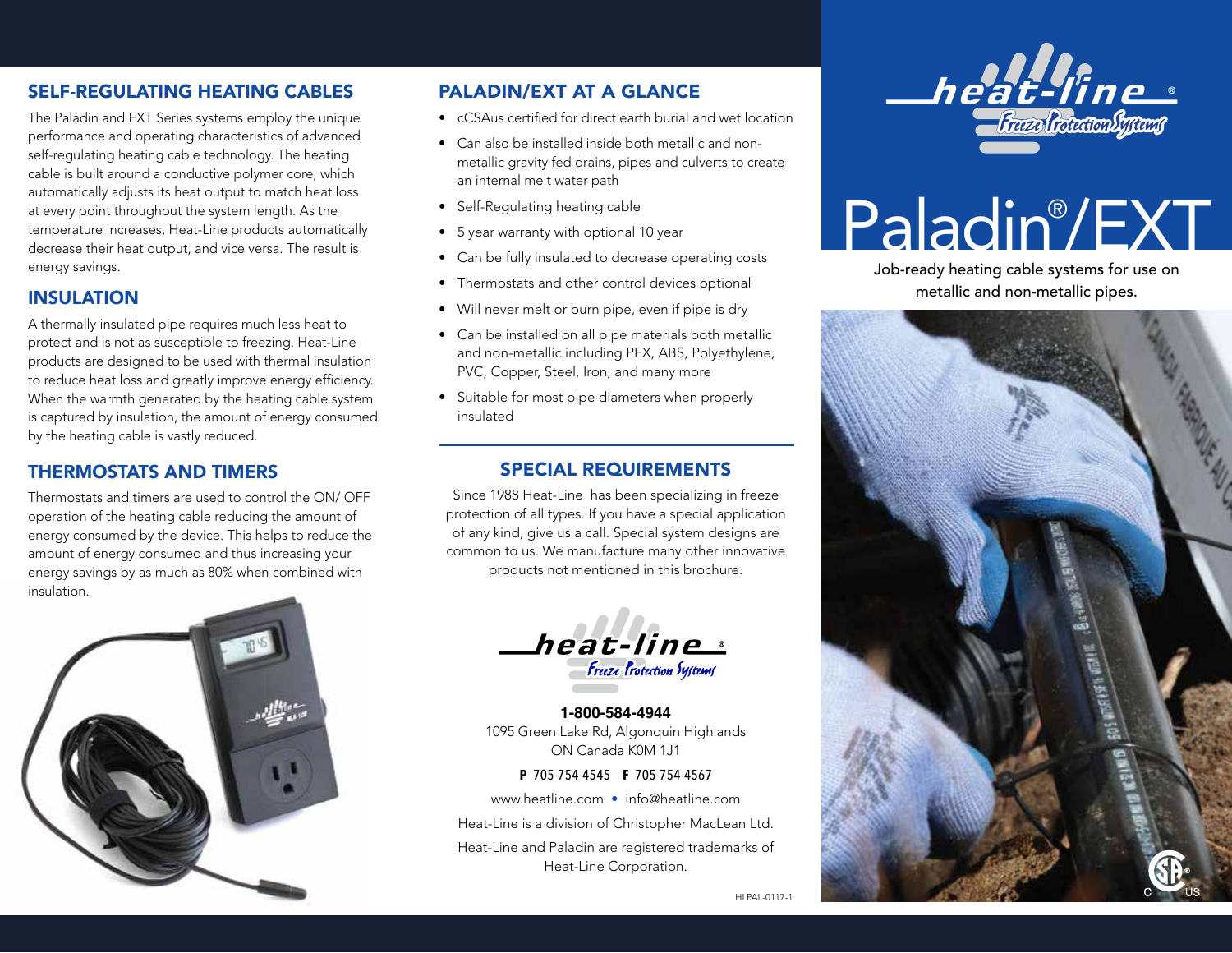## SELF-REGULATING HEATING CABLES

The Paladin and EXT Series systems employ the unique performance and operating characteristics of advanced self-regulating heating cable technology. The heating cable is built around a conductive polymer core, which automatically adjusts its heat output to match heat loss at every point throughout the system length. As the temperature increases, Heat-Line products automatically decrease their heat output, and vice versa. The result is energy savings.

## INSULATION

A thermally insulated pipe requires much less heat to protect and is not as susceptible to freezing. Heat-Line products are designed to be used with thermal insulation to reduce heat loss and greatly improve energy efficiency. When the warmth generated by the heating cable system is captured by insulation, the amount of energy consumed by the heating cable is vastly reduced.

## THERMOSTATS AND TIMERS

Thermostats and timers are used to control the ON/ OFF operation of the heating cable reducing the amount of energy consumed by the device. This helps to reduce the amount of energy consumed and thus increasing your energy savings by as much as 80% when combined with insulation.

## PALADIN/EXT AT A GLANCE

- cCSAus certified for direct earth burial and wet location
- Can also be installed inside both metallic and non-metallic gravity fed drains, pipes and culverts to create an internal melt water path
- Self-Regulating heating cable
- 5 year warranty with optional 10 year
- Can be fully insulated to decrease operating costs
- Thermostats and other control devices optional
- Will never melt or burn pipe, even if pipe is dry
- Can be installed on all pipe materials both metallic and non-metallic including PEX, ABS, Polyethylene, PVC, Copper, Steel, Iron, and many more
- Suitable for most pipe diameters when properly insulated

## SPECIAL REQUIREMENTS

Since 1988 Heat-Line has been specializing in freeze protection of all types. If you have a special application of any kind, give us a call. Special system designs are common to us. We manufacture many other innovative products not mentioned in this brochure.

heat-line® Freeze Protection Systems

**1-800-584-4944**
1095 Green Lake Rd, Algonquin Highlands
ON Canada K0M 1J1

**P** 705-754-4545 **F** 705-754-4567

www.heatline.com • info@heatline.com

Heat-Line is a division of Christopher MacLean Ltd.

Heat-Line and Paladin are registered trademarks of Heat-Line Corporation.

HLPAL-0117-1

heat-line® Freeze Protection Systems

# Paladin®/EXT

Job-ready heating cable systems for use on metallic and non-metallic pipes.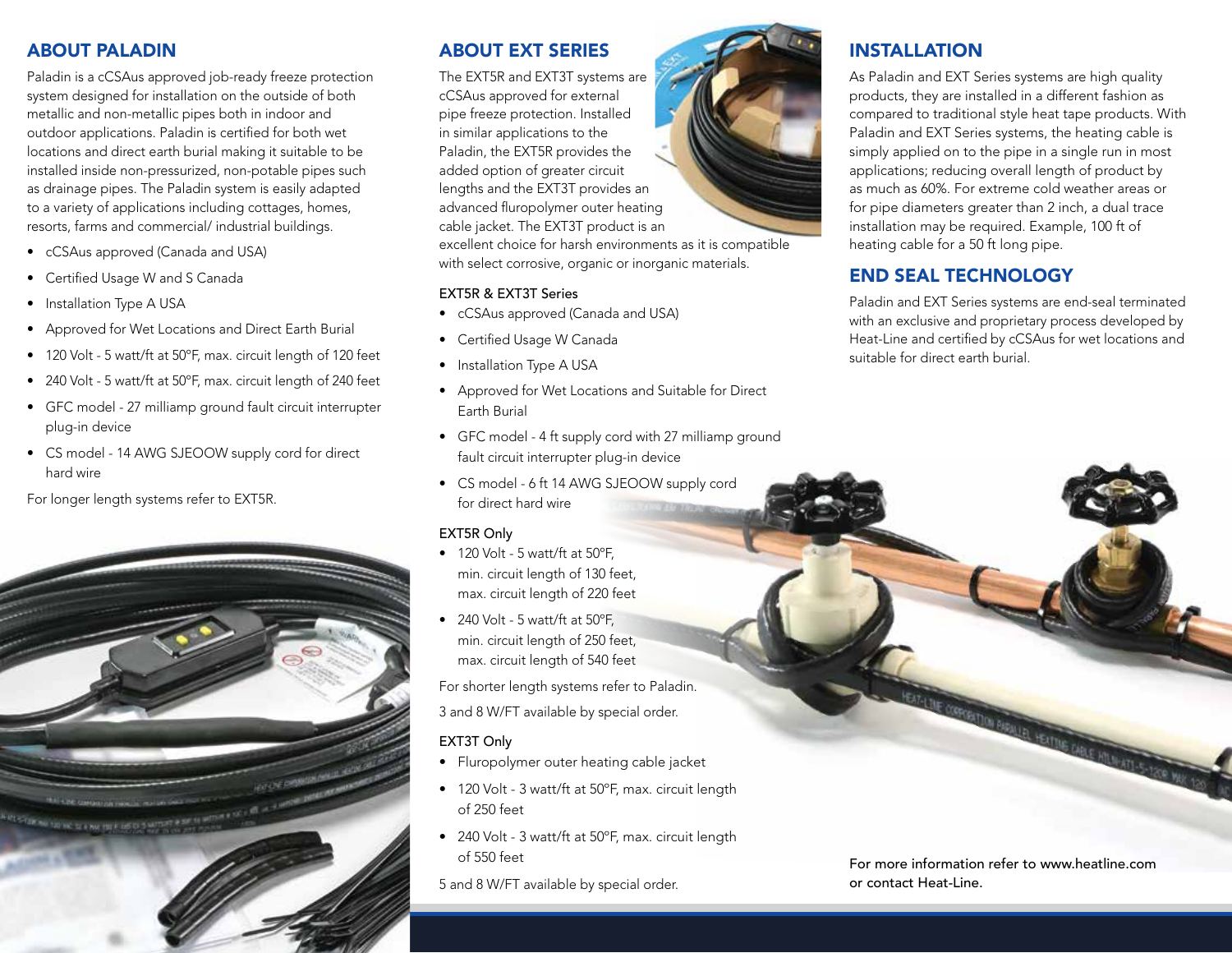## ABOUT PALADIN

Paladin is a cCSAus approved job-ready freeze protection system designed for installation on the outside of both metallic and non-metallic pipes both in indoor and outdoor applications. Paladin is certified for both wet locations and direct earth burial making it suitable to be installed inside non-pressurized, non-potable pipes such as drainage pipes. The Paladin system is easily adapted to a variety of applications including cottages, homes, resorts, farms and commercial/ industrial buildings.

- cCSAus approved (Canada and USA)
- Certified Usage W and S Canada
- Installation Type A USA
- Approved for Wet Locations and Direct Earth Burial
- 120 Volt - 5 watt/ft at 50°F, max. circuit length of 120 feet
- 240 Volt - 5 watt/ft at 50°F, max. circuit length of 240 feet
- GFC model - 27 milliamp ground fault circuit interrupter plug-in device
- CS model - 14 AWG SJEOOW supply cord for direct hard wire

For longer length systems refer to EXT5R.

## ABOUT EXT SERIES

The EXT5R and EXT3T systems are cCSAus approved for external pipe freeze protection. Installed in similar applications to the Paladin, the EXT5R provides the added option of greater circuit lengths and the EXT3T provides an advanced fluropolymer outer heating cable jacket. The EXT3T product is an excellent choice for harsh environments as it is compatible with select corrosive, organic or inorganic materials.

EXT5R & EXT3T Series

- cCSAus approved (Canada and USA)
- Certified Usage W Canada
- Installation Type A USA
- Approved for Wet Locations and Suitable for Direct Earth Burial
- GFC model - 4 ft supply cord with 27 milliamp ground fault circuit interrupter plug-in device
- CS model - 6 ft 14 AWG SJEOOW supply cord for direct hard wire

EXT5R Only

- 120 Volt - 5 watt/ft at 50°F, min. circuit length of 130 feet, max. circuit length of 220 feet
- 240 Volt - 5 watt/ft at 50°F, min. circuit length of 250 feet, max. circuit length of 540 feet

For shorter length systems refer to Paladin.

3 and 8 W/FT available by special order.

EXT3T Only

- Fluropolymer outer heating cable jacket
- 120 Volt - 3 watt/ft at 50°F, max. circuit length of 250 feet
- 240 Volt - 3 watt/ft at 50°F, max. circuit length of 550 feet

5 and 8 W/FT available by special order.

## INSTALLATION

As Paladin and EXT Series systems are high quality products, they are installed in a different fashion as compared to traditional style heat tape products. With Paladin and EXT Series systems, the heating cable is simply applied on to the pipe in a single run in most applications; reducing overall length of product by as much as 60%. For extreme cold weather areas or for pipe diameters greater than 2 inch, a dual trace installation may be required. Example, 100 ft of heating cable for a 50 ft long pipe.

## END SEAL TECHNOLOGY

Paladin and EXT Series systems are end-seal terminated with an exclusive and proprietary process developed by Heat-Line and certified by cCSAus for wet locations and suitable for direct earth burial.

For more information refer to www.heatline.com or contact Heat-Line.